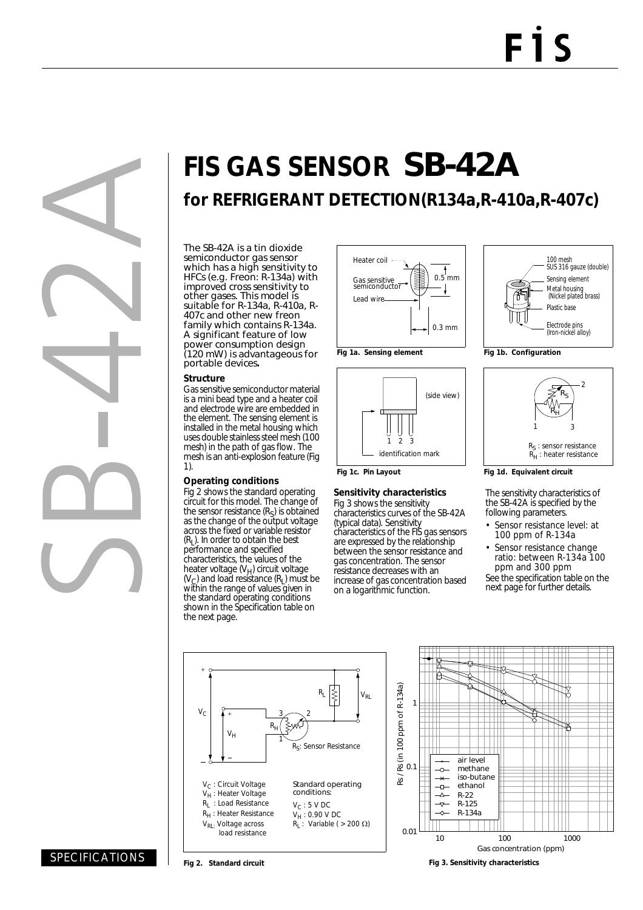# FIS GAS SENSOR SB-42A

## for REFRIGERANT DETECTION(R134a,R-410a,R-407c)

The SB-42A is a tin dioxide semiconductor gas sensor which has a high sensitivity to HFCs (e.g. Freon: R-134a) with improved cross sensitivity to other gases. This model is suitable for R-134a, R-410a, R-407c and other new freon family which contains R-134a. A significant feature of low power consumption design (120 mW) is advantageous for portable devices**.**

### Structure

Gas sensitive semiconductor material is a mini bead type and a heater coil and electrode wire are embedded in the element. The sensing element is installed in the metal housing which uses double stainless steel mesh (100 mesh) in the path of gas flow. The mesh is an anti-explosion feature (Fig 1).

### Operating conditions

Fig 2 shows the standard operating circuit for this model. The change of the sensor resistance ($R_S$) is obtained as the change of the output voltage across the fixed or variable resistor ($R_L$). In order to obtain the best performance and specified characteristics, the values of the heater voltage ($V_H$) circuit voltage ($V_C$) and load resistance ($R_L$) must be within the range of values given in the standard operating conditions shown in the Specification table on the next page.

Heater coil
Gas sensitive semiconductor
Lead wire
0.5 mm
0.3 mm

**Fig 1a. Sensing element**

100 mesh SUS 316 gauze (double)
Sensing element
Metal housing (Nickel plated brass)
Plastic base
Electrode pins (Iron-nickel alloy)

**Fig 1b. Configuration**

(side view)
1 2 3
identification mark

**Fig 1c. Pin Layout**

$R_S$ : sensor resistance
$R_H$ : heater resistance

**Fig 1d. Equivalent circuit**

### Sensitivity characteristics

Fig 3 shows the sensitivity characteristics curves of the SB-42A (typical data). Sensitivity characteristics of the FIS gas sensors are expressed by the relationship between the sensor resistance and gas concentration. The sensor resistance decreases with an increase of gas concentration based on a logarithmic function.

The sensitivity characteristics of the SB-42A is specified by the following parameters.

- Sensor resistance level: at 100 ppm of R-134a
- Sensor resistance change ratio: between R-134a 100 ppm and 300 ppm

See the specification table on the next page for further details.

$V_C$ : Circuit Voltage
$V_H$ : Heater Voltage
$R_L$ : Load Resistance
$R_H$ : Heater Resistance
$V_{RL}$: Voltage across load resistance

$R_S$: Sensor Resistance

Standard operating conditions:
$V_C$ : 5 V DC
$V_H$ : 0.90 V DC
$R_L$ : Variable ( > 200 Ω)

**Fig 2. Standard circuit**

Rs / Rs (in 100 ppm of R-134a)
Gas concentration (ppm)
air level, methane, iso-butane, ethanol, R-22, R-125, R-134a

**Fig 3. Sensitivity characteristics**

SPECIFICATIONS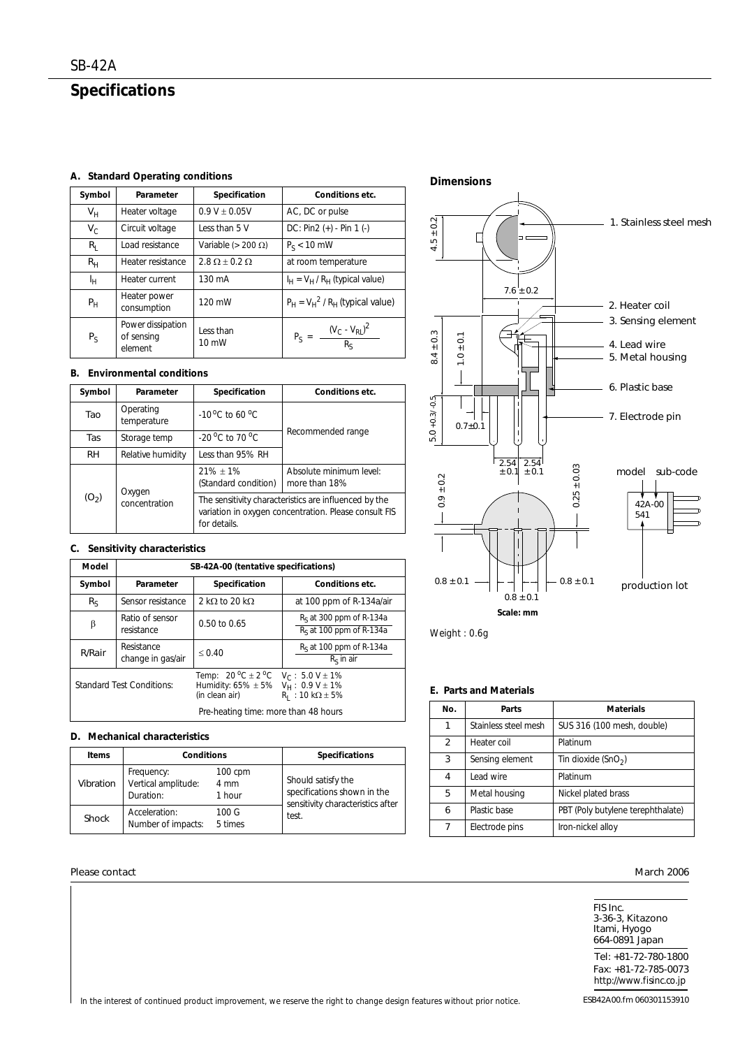SB-42A

# Specifications

### A. Standard Operating conditions

| Symbol | Parameter | Specification | Conditions etc. |
|---|---|---|---|
| $V_H$ | Heater voltage | $0.9 V \pm 0.05V$ | AC, DC or pulse |
| $V_C$ | Circuit voltage | Less than 5 V | DC: Pin2 (+) - Pin 1 (-) |
| $R_L$ | Load resistance | Variable (> 200 Ω) | $P_S$ < 10 mW |
| $R_H$ | Heater resistance | $2.8 \Omega \pm 0.2 \Omega$ | at room temperature |
| $I_H$ | Heater current | 130 mA | $I_H = V_H / R_H$ (typical value) |
| $P_H$ | Heater power consumption | 120 mW | $P_H = V_H^2 / R_H$ (typical value) |
| $P_S$ | Power dissipation of sensing element | Less than 10 mW | $P_S = \frac{(V_C - V_{RL})^2}{R_S}$ |

### B. Environmental conditions

| Symbol | Parameter | Specification | Conditions etc. |
|---|---|---|---|
| Tao | Operating temperature | -10 °C to 60 °C | Recommended range |
| Tas | Storage temp | -20 °C to 70 °C | Recommended range |
| RH | Relative humidity | Less than 95% RH | |
| $(O_2)$ | Oxygen concentration | 21% ± 1% (Standard condition) | Absolute minimum level: more than 18% |
| | | The sensitivity characteristics are influenced by the variation in oxygen concentration. Please consult FIS for details. | |

### C. Sensitivity characteristics

| Model | SB-42A-00 (tentative specifications) | | |
|---|---|---|---|
| Symbol | Parameter | Specification | Conditions etc. |
| $R_S$ | Sensor resistance | 2 kΩ to 20 kΩ | at 100 ppm of R-134a/air |
| β | Ratio of sensor resistance | 0.50 to 0.65 | $\frac{R_S \text{ at 300 ppm of R-134a}}{R_S \text{ at 100 ppm of R-134a}}$ |
| R/Rair | Resistance change in gas/air | ≤ 0.40 | $\frac{R_S \text{ at 100 ppm of R-134a}}{R_S \text{ in air}}$ |
| Standard Test Conditions: | Temp: 20 °C ± 2 °C Humidity: 65% ± 5% (in clean air) | $V_C$ : 5.0 V ± 1% $V_H$ : 0.9 V ± 1% $R_L$ : 10 kΩ ± 5% | |
| | Pre-heating time: more than 48 hours | | |

### D. Mechanical characteristics

| Items | Conditions | Specifications |
|---|---|---|
| Vibration | Frequency: 100 cpm<br>Vertical amplitude: 4 mm<br>Duration: 1 hour | Should satisfy the specifications shown in the sensitivity characteristics after test. |
| Shock | Acceleration: 100 G<br>Number of impacts: 5 times | |

### Dimensions

1. Stainless steel mesh
2. Heater coil
3. Sensing element
4. Lead wire
5. Metal housing
6. Plastic base
7. Electrode pin

4.5 ± 0.2
7.6 ± 0.2
8.4 ± 0.3
1.0 ± 0.1
5.0 +0.3/-0.5
0.7±0.1
2.54 ± 0.1
2.54 ± 0.1
0.9 ± 0.2
0.25 ± 0.03
0.8 ± 0.1
0.8 ± 0.1
0.8 ± 0.1

model sub-code
42A-00
541
production lot

Scale: mm

Weight : 0.6g

### E. Parts and Materials

| No. | Parts | Materials |
|---|---|---|
| 1 | Stainless steel mesh | SUS 316 (100 mesh, double) |
| 2 | Heater coil | Platinum |
| 3 | Sensing element | Tin dioxide ($SnO_2$) |
| 4 | Lead wire | Platinum |
| 5 | Metal housing | Nickel plated brass |
| 6 | Plastic base | PBT (Poly butylene terephthalate) |
| 7 | Electrode pins | Iron-nickel alloy |

Please contact

March 2006

FIS Inc.
3-36-3, Kitazono
Itami, Hyogo
664-0891 Japan

Tel: +81-72-780-1800
Fax: +81-72-785-0073
http://www.fisinc.co.jp

In the interest of continued product improvement, we reserve the right to change design features without prior notice.

ESB42A00.fm 060301153910